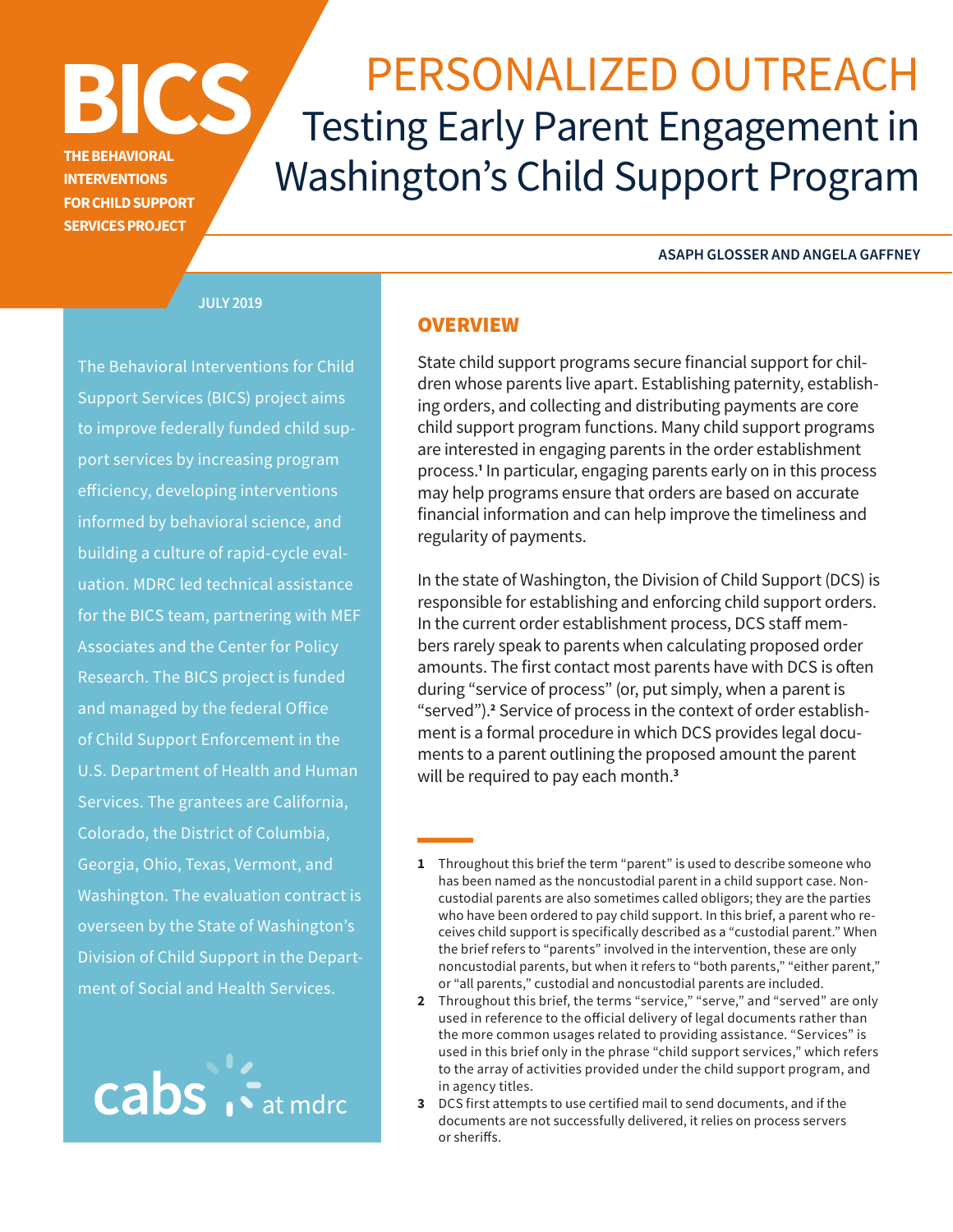# BICS

**THE BEHAVIORAL INTERVENTIONS FOR CHILD SUPPORT SERVICES PROJECT**

# PERSONALIZED OUTREACH
## Testing Early Parent Engagement in Washington's Child Support Program

**ASAPH GLOSSER AND ANGELA GAFFNEY**

**JULY 2019**

The Behavioral Interventions for Child Support Services (BICS) project aims to improve federally funded child support services by increasing program efficiency, developing interventions informed by behavioral science, and building a culture of rapid-cycle evaluation. MDRC led technical assistance for the BICS team, partnering with MEF Associates and the Center for Policy Research. The BICS project is funded and managed by the federal Office of Child Support Enforcement in the U.S. Department of Health and Human Services. The grantees are California, Colorado, the District of Columbia, Georgia, Ohio, Texas, Vermont, and Washington. The evaluation contract is overseen by the State of Washington's Division of Child Support in the Department of Social and Health Services.

cabs at mdrc

## OVERVIEW

State child support programs secure financial support for children whose parents live apart. Establishing paternity, establishing orders, and collecting and distributing payments are core child support program functions. Many child support programs are interested in engaging parents in the order establishment process.[1] In particular, engaging parents early on in this process may help programs ensure that orders are based on accurate financial information and can help improve the timeliness and regularity of payments.

In the state of Washington, the Division of Child Support (DCS) is responsible for establishing and enforcing child support orders. In the current order establishment process, DCS staff members rarely speak to parents when calculating proposed order amounts. The first contact most parents have with DCS is often during "service of process" (or, put simply, when a parent is "served").[2] Service of process in the context of order establishment is a formal procedure in which DCS provides legal documents to a parent outlining the proposed amount the parent will be required to pay each month.[3]

---

1 Throughout this brief the term "parent" is used to describe someone who has been named as the noncustodial parent in a child support case. Noncustodial parents are also sometimes called obligors; they are the parties who have been ordered to pay child support. In this brief, a parent who receives child support is specifically described as a "custodial parent." When the brief refers to "parents" involved in the intervention, these are only noncustodial parents, but when it refers to "both parents," "either parent," or "all parents," custodial and noncustodial parents are included.

2 Throughout this brief, the terms "service," "serve," and "served" are only used in reference to the official delivery of legal documents rather than the more common usages related to providing assistance. "Services" is used in this brief only in the phrase "child support services," which refers to the array of activities provided under the child support program, and in agency titles.

3 DCS first attempts to use certified mail to send documents, and if the documents are not successfully delivered, it relies on process servers or sheriffs.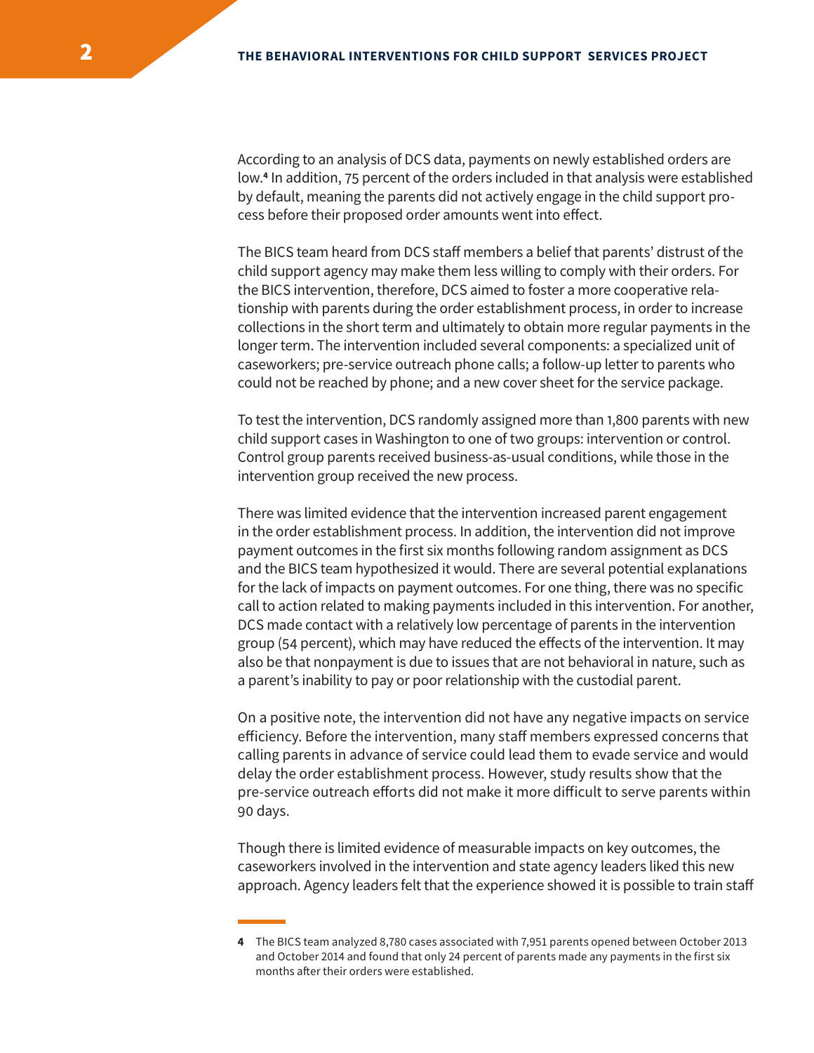According to an analysis of DCS data, payments on newly established orders are low.[4] In addition, 75 percent of the orders included in that analysis were established by default, meaning the parents did not actively engage in the child support process before their proposed order amounts went into effect.

The BICS team heard from DCS staff members a belief that parents' distrust of the child support agency may make them less willing to comply with their orders. For the BICS intervention, therefore, DCS aimed to foster a more cooperative relationship with parents during the order establishment process, in order to increase collections in the short term and ultimately to obtain more regular payments in the longer term. The intervention included several components: a specialized unit of caseworkers; pre-service outreach phone calls; a follow-up letter to parents who could not be reached by phone; and a new cover sheet for the service package.

To test the intervention, DCS randomly assigned more than 1,800 parents with new child support cases in Washington to one of two groups: intervention or control. Control group parents received business-as-usual conditions, while those in the intervention group received the new process.

There was limited evidence that the intervention increased parent engagement in the order establishment process. In addition, the intervention did not improve payment outcomes in the first six months following random assignment as DCS and the BICS team hypothesized it would. There are several potential explanations for the lack of impacts on payment outcomes. For one thing, there was no specific call to action related to making payments included in this intervention. For another, DCS made contact with a relatively low percentage of parents in the intervention group (54 percent), which may have reduced the effects of the intervention. It may also be that nonpayment is due to issues that are not behavioral in nature, such as a parent's inability to pay or poor relationship with the custodial parent.

On a positive note, the intervention did not have any negative impacts on service efficiency. Before the intervention, many staff members expressed concerns that calling parents in advance of service could lead them to evade service and would delay the order establishment process. However, study results show that the pre-service outreach efforts did not make it more difficult to serve parents within 90 days.

Though there is limited evidence of measurable impacts on key outcomes, the caseworkers involved in the intervention and state agency leaders liked this new approach. Agency leaders felt that the experience showed it is possible to train staff

---

[4] The BICS team analyzed 8,780 cases associated with 7,951 parents opened between October 2013 and October 2014 and found that only 24 percent of parents made any payments in the first six months after their orders were established.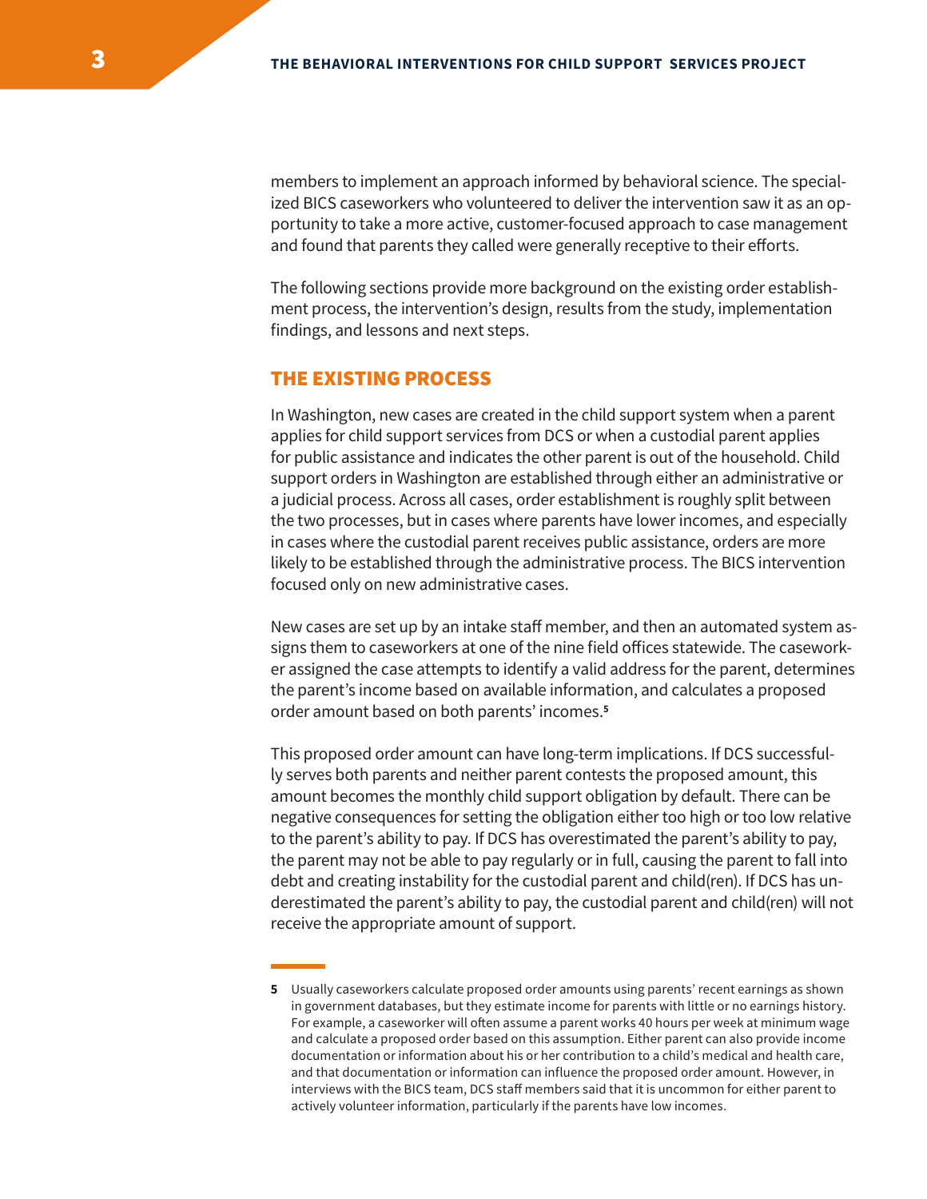members to implement an approach informed by behavioral science. The specialized BICS caseworkers who volunteered to deliver the intervention saw it as an opportunity to take a more active, customer-focused approach to case management and found that parents they called were generally receptive to their efforts.

The following sections provide more background on the existing order establishment process, the intervention's design, results from the study, implementation findings, and lessons and next steps.

## THE EXISTING PROCESS

In Washington, new cases are created in the child support system when a parent applies for child support services from DCS or when a custodial parent applies for public assistance and indicates the other parent is out of the household. Child support orders in Washington are established through either an administrative or a judicial process. Across all cases, order establishment is roughly split between the two processes, but in cases where parents have lower incomes, and especially in cases where the custodial parent receives public assistance, orders are more likely to be established through the administrative process. The BICS intervention focused only on new administrative cases.

New cases are set up by an intake staff member, and then an automated system assigns them to caseworkers at one of the nine field offices statewide. The caseworker assigned the case attempts to identify a valid address for the parent, determines the parent's income based on available information, and calculates a proposed order amount based on both parents' incomes.[5]

This proposed order amount can have long-term implications. If DCS successfully serves both parents and neither parent contests the proposed amount, this amount becomes the monthly child support obligation by default. There can be negative consequences for setting the obligation either too high or too low relative to the parent's ability to pay. If DCS has overestimated the parent's ability to pay, the parent may not be able to pay regularly or in full, causing the parent to fall into debt and creating instability for the custodial parent and child(ren). If DCS has underestimated the parent's ability to pay, the custodial parent and child(ren) will not receive the appropriate amount of support.

---

**5** Usually caseworkers calculate proposed order amounts using parents' recent earnings as shown in government databases, but they estimate income for parents with little or no earnings history. For example, a caseworker will often assume a parent works 40 hours per week at minimum wage and calculate a proposed order based on this assumption. Either parent can also provide income documentation or information about his or her contribution to a child's medical and health care, and that documentation or information can influence the proposed order amount. However, in interviews with the BICS team, DCS staff members said that it is uncommon for either parent to actively volunteer information, particularly if the parents have low incomes.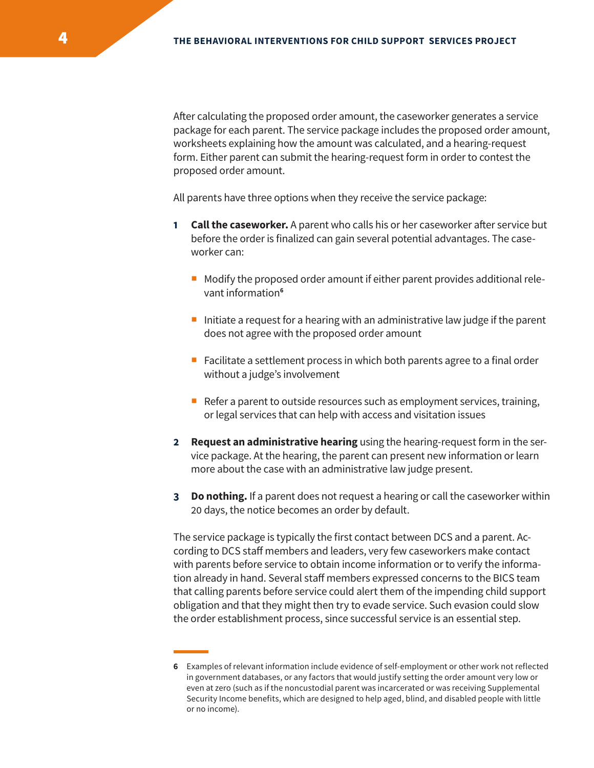After calculating the proposed order amount, the caseworker generates a service package for each parent. The service package includes the proposed order amount, worksheets explaining how the amount was calculated, and a hearing-request form. Either parent can submit the hearing-request form in order to contest the proposed order amount.

All parents have three options when they receive the service package:

1. **Call the caseworker.** A parent who calls his or her caseworker after service but before the order is finalized can gain several potential advantages. The caseworker can:

   - Modify the proposed order amount if either parent provides additional relevant information[6]
   - Initiate a request for a hearing with an administrative law judge if the parent does not agree with the proposed order amount
   - Facilitate a settlement process in which both parents agree to a final order without a judge's involvement
   - Refer a parent to outside resources such as employment services, training, or legal services that can help with access and visitation issues

2. **Request an administrative hearing** using the hearing-request form in the service package. At the hearing, the parent can present new information or learn more about the case with an administrative law judge present.

3. **Do nothing.** If a parent does not request a hearing or call the caseworker within 20 days, the notice becomes an order by default.

The service package is typically the first contact between DCS and a parent. According to DCS staff members and leaders, very few caseworkers make contact with parents before service to obtain income information or to verify the information already in hand. Several staff members expressed concerns to the BICS team that calling parents before service could alert them of the impending child support obligation and that they might then try to evade service. Such evasion could slow the order establishment process, since successful service is an essential step.

---

6 Examples of relevant information include evidence of self-employment or other work not reflected in government databases, or any factors that would justify setting the order amount very low or even at zero (such as if the noncustodial parent was incarcerated or was receiving Supplemental Security Income benefits, which are designed to help aged, blind, and disabled people with little or no income).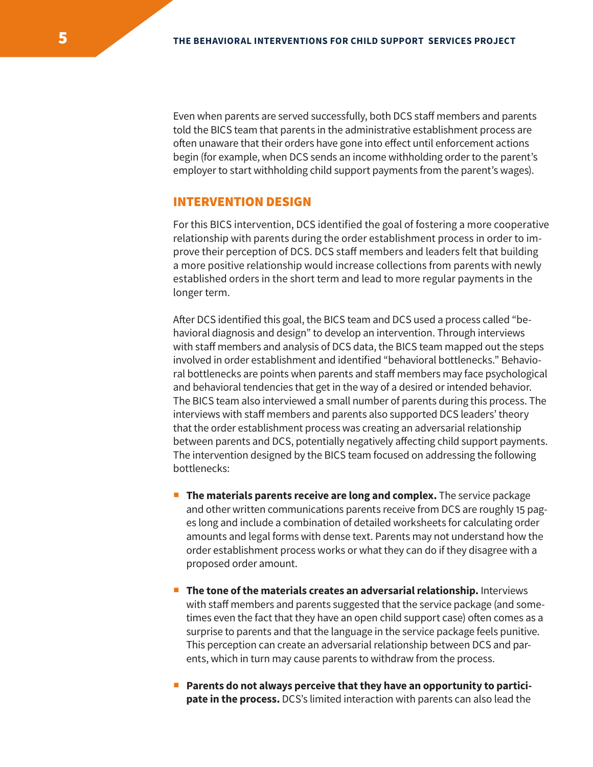Even when parents are served successfully, both DCS staff members and parents told the BICS team that parents in the administrative establishment process are often unaware that their orders have gone into effect until enforcement actions begin (for example, when DCS sends an income withholding order to the parent's employer to start withholding child support payments from the parent's wages).

## INTERVENTION DESIGN

For this BICS intervention, DCS identified the goal of fostering a more cooperative relationship with parents during the order establishment process in order to improve their perception of DCS. DCS staff members and leaders felt that building a more positive relationship would increase collections from parents with newly established orders in the short term and lead to more regular payments in the longer term.

After DCS identified this goal, the BICS team and DCS used a process called "behavioral diagnosis and design" to develop an intervention. Through interviews with staff members and analysis of DCS data, the BICS team mapped out the steps involved in order establishment and identified "behavioral bottlenecks." Behavioral bottlenecks are points when parents and staff members may face psychological and behavioral tendencies that get in the way of a desired or intended behavior. The BICS team also interviewed a small number of parents during this process. The interviews with staff members and parents also supported DCS leaders' theory that the order establishment process was creating an adversarial relationship between parents and DCS, potentially negatively affecting child support payments. The intervention designed by the BICS team focused on addressing the following bottlenecks:

- **The materials parents receive are long and complex.** The service package and other written communications parents receive from DCS are roughly 15 pages long and include a combination of detailed worksheets for calculating order amounts and legal forms with dense text. Parents may not understand how the order establishment process works or what they can do if they disagree with a proposed order amount.

- **The tone of the materials creates an adversarial relationship.** Interviews with staff members and parents suggested that the service package (and sometimes even the fact that they have an open child support case) often comes as a surprise to parents and that the language in the service package feels punitive. This perception can create an adversarial relationship between DCS and parents, which in turn may cause parents to withdraw from the process.

- **Parents do not always perceive that they have an opportunity to participate in the process.** DCS's limited interaction with parents can also lead the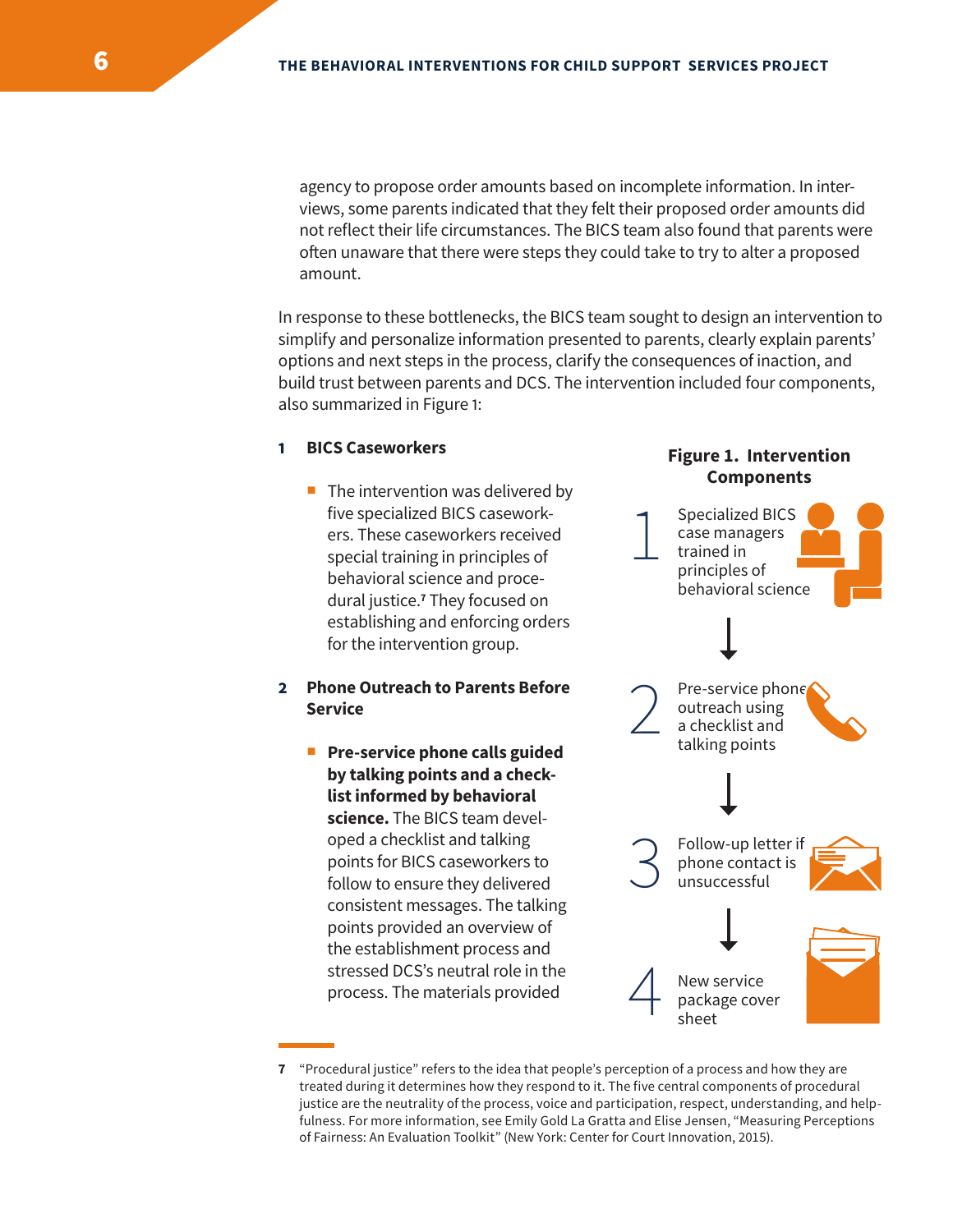agency to propose order amounts based on incomplete information. In interviews, some parents indicated that they felt their proposed order amounts did not reflect their life circumstances. The BICS team also found that parents were often unaware that there were steps they could take to try to alter a proposed amount.

In response to these bottlenecks, the BICS team sought to design an intervention to simplify and personalize information presented to parents, clearly explain parents' options and next steps in the process, clarify the consequences of inaction, and build trust between parents and DCS. The intervention included four components, also summarized in Figure 1:

**1 BICS Caseworkers**

- The intervention was delivered by five specialized BICS caseworkers. These caseworkers received special training in principles of behavioral science and procedural justice.[7] They focused on establishing and enforcing orders for the intervention group.

**2 Phone Outreach to Parents Before Service**

- **Pre-service phone calls guided by talking points and a checklist informed by behavioral science.** The BICS team developed a checklist and talking points for BICS caseworkers to follow to ensure they delivered consistent messages. The talking points provided an overview of the establishment process and stressed DCS's neutral role in the process. The materials provided

**Figure 1. Intervention Components**

1. Specialized BICS case managers trained in principles of behavioral science
2. Pre-service phone outreach using a checklist and talking points
3. Follow-up letter if phone contact is unsuccessful
4. New service package cover sheet

---

7 "Procedural justice" refers to the idea that people's perception of a process and how they are treated during it determines how they respond to it. The five central components of procedural justice are the neutrality of the process, voice and participation, respect, understanding, and helpfulness. For more information, see Emily Gold La Gratta and Elise Jensen, "Measuring Perceptions of Fairness: An Evaluation Toolkit" (New York: Center for Court Innovation, 2015).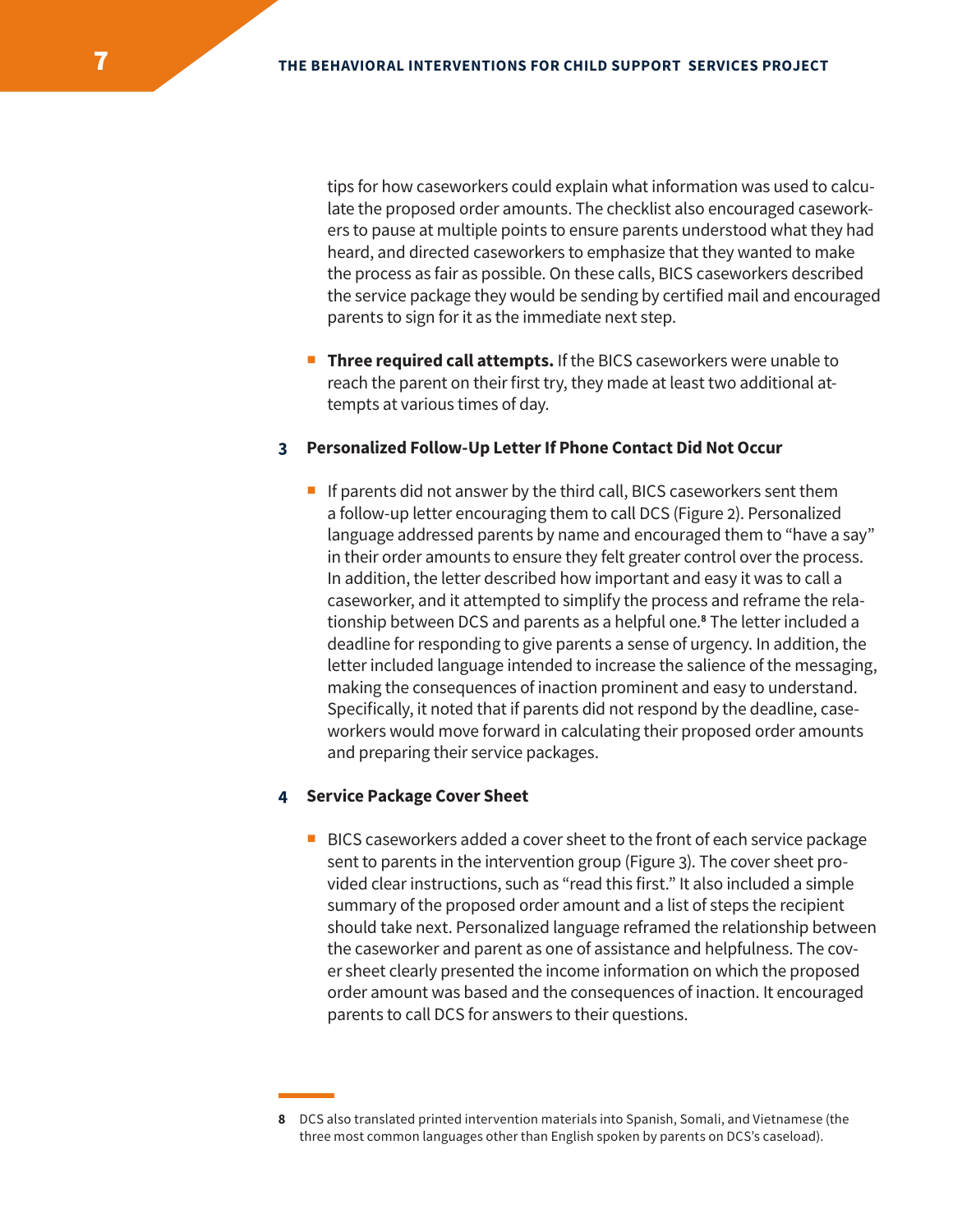tips for how caseworkers could explain what information was used to calculate the proposed order amounts. The checklist also encouraged caseworkers to pause at multiple points to ensure parents understood what they had heard, and directed caseworkers to emphasize that they wanted to make the process as fair as possible. On these calls, BICS caseworkers described the service package they would be sending by certified mail and encouraged parents to sign for it as the immediate next step.

- **Three required call attempts.** If the BICS caseworkers were unable to reach the parent on their first try, they made at least two additional attempts at various times of day.

### 3 Personalized Follow-Up Letter If Phone Contact Did Not Occur

- If parents did not answer by the third call, BICS caseworkers sent them a follow-up letter encouraging them to call DCS (Figure 2). Personalized language addressed parents by name and encouraged them to "have a say" in their order amounts to ensure they felt greater control over the process. In addition, the letter described how important and easy it was to call a caseworker, and it attempted to simplify the process and reframe the relationship between DCS and parents as a helpful one.[8] The letter included a deadline for responding to give parents a sense of urgency. In addition, the letter included language intended to increase the salience of the messaging, making the consequences of inaction prominent and easy to understand. Specifically, it noted that if parents did not respond by the deadline, caseworkers would move forward in calculating their proposed order amounts and preparing their service packages.

### 4 Service Package Cover Sheet

- BICS caseworkers added a cover sheet to the front of each service package sent to parents in the intervention group (Figure 3). The cover sheet provided clear instructions, such as "read this first." It also included a simple summary of the proposed order amount and a list of steps the recipient should take next. Personalized language reframed the relationship between the caseworker and parent as one of assistance and helpfulness. The cover sheet clearly presented the income information on which the proposed order amount was based and the consequences of inaction. It encouraged parents to call DCS for answers to their questions.

---

[8] DCS also translated printed intervention materials into Spanish, Somali, and Vietnamese (the three most common languages other than English spoken by parents on DCS's caseload).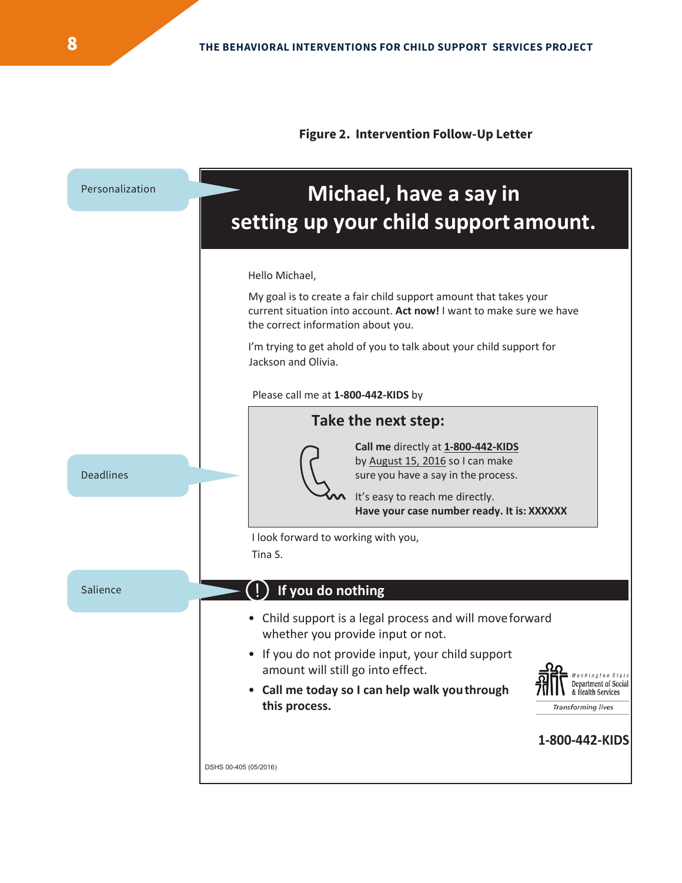**Figure 2. Intervention Follow-Up Letter**

Personalization

Deadlines

Salience

# Michael, have a say in setting up your child support amount.

Hello Michael,

My goal is to create a fair child support amount that takes your current situation into account. **Act now!** I want to make sure we have the correct information about you.

I'm trying to get ahold of you to talk about your child support for Jackson and Olivia.

Please call me at **1-800-442-KIDS** by

## Take the next step:

**Call me** directly at **1-800-442-KIDS** by August 15, 2016 so I can make sure you have a say in the process.

It's easy to reach me directly.
**Have your case number ready. It is: XXXXXX**

I look forward to working with you,
Tina S.

## ! If you do nothing

- Child support is a legal process and will move forward whether you provide input or not.
- If you do not provide input, your child support amount will still go into effect.
- **Call me today so I can help walk you through this process.**

Washington State Department of Social & Health Services
*Transforming lives*

**1-800-442-KIDS**

DSHS 00-405 (05/2016)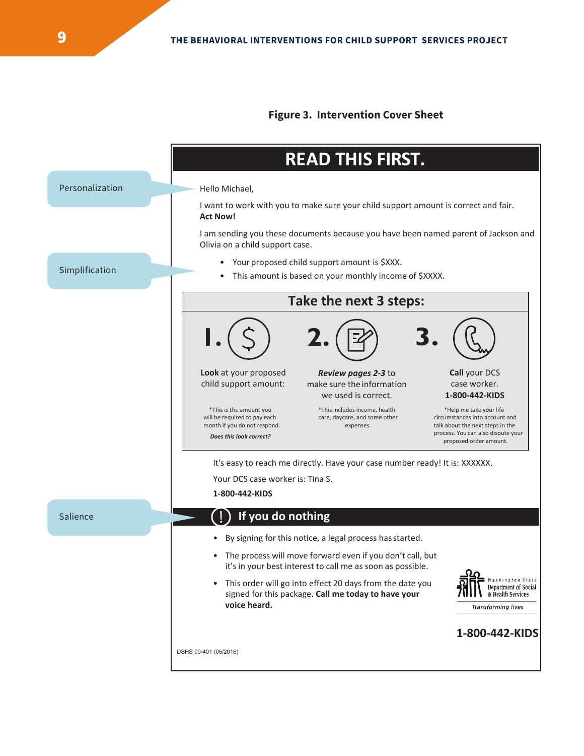**Figure 3. Intervention Cover Sheet**

Personalization

Simplification

Salience

# READ THIS FIRST.

Hello Michael,

I want to work with you to make sure your child support amount is correct and fair. **Act Now!**

I am sending you these documents because you have been named parent of Jackson and Olivia on a child support case.

- Your proposed child support amount is $XXX.
- This amount is based on your monthly income of $XXXX.

## Take the next 3 steps:

**1.** **Look** at your proposed child support amount:

*This is the amount you will be required to pay each month if you do not respond.

***Does this look correct?***

**2.** ***Review pages 2-3*** to make sure the information we used is correct.

*This includes income, health care, daycare, and some other expenses.

**3.** **Call** your DCS case worker.
**1-800-442-KIDS**

*Help me take your life circumstances into account and talk about the next steps in the process. You can also dispute your proposed order amount.

It's easy to reach me directly. Have your case number ready! It is: XXXXXX.

Your DCS case worker is: Tina S.

**1-800-442-KIDS**

## ! If you do nothing

- By signing for this notice, a legal process has started.
- The process will move forward even if you don't call, but it's in your best interest to call me as soon as possible.
- This order will go into effect 20 days from the date you signed for this package. **Call me today to have your voice heard.**

Washington State Department of Social & Health Services

*Transforming lives*

**1-800-442-KIDS**

DSHS 00-401 (05/2016)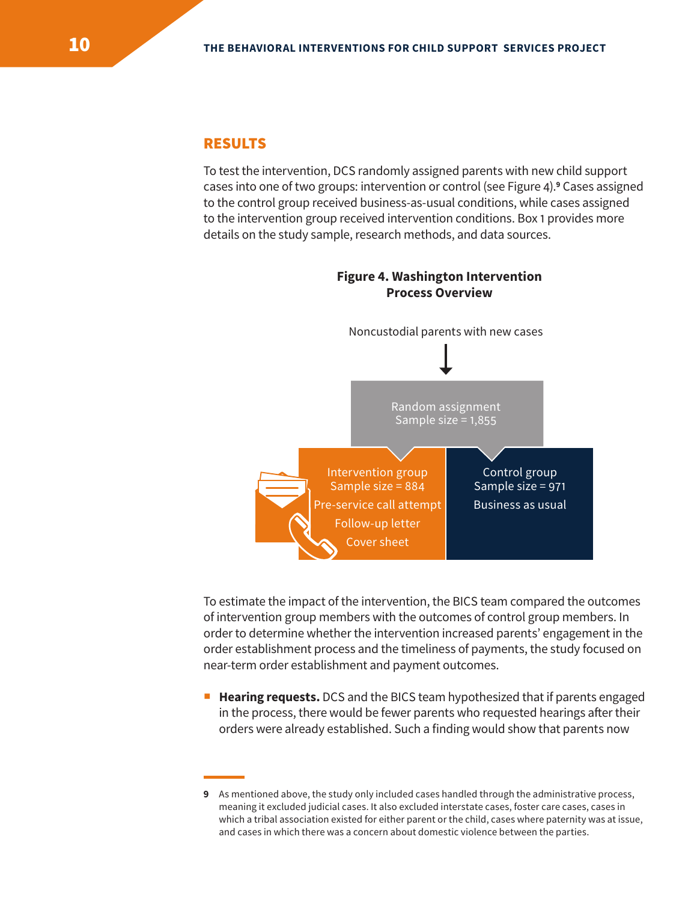## RESULTS

To test the intervention, DCS randomly assigned parents with new child support cases into one of two groups: intervention or control (see Figure 4).[9] Cases assigned to the control group received business-as-usual conditions, while cases assigned to the intervention group received intervention conditions. Box 1 provides more details on the study sample, research methods, and data sources.

**Figure 4. Washington Intervention Process Overview**

Noncustodial parents with new cases

↓

Random assignment
Sample size = 1,855

| Intervention group | Control group |
|---|---|
| Sample size = 884 | Sample size = 971 |
| Pre-service call attempt | Business as usual |
| Follow-up letter | |
| Cover sheet | |

To estimate the impact of the intervention, the BICS team compared the outcomes of intervention group members with the outcomes of control group members. In order to determine whether the intervention increased parents' engagement in the order establishment process and the timeliness of payments, the study focused on near-term order establishment and payment outcomes.

- **Hearing requests.** DCS and the BICS team hypothesized that if parents engaged in the process, there would be fewer parents who requested hearings after their orders were already established. Such a finding would show that parents now

[9] As mentioned above, the study only included cases handled through the administrative process, meaning it excluded judicial cases. It also excluded interstate cases, foster care cases, cases in which a tribal association existed for either parent or the child, cases where paternity was at issue, and cases in which there was a concern about domestic violence between the parties.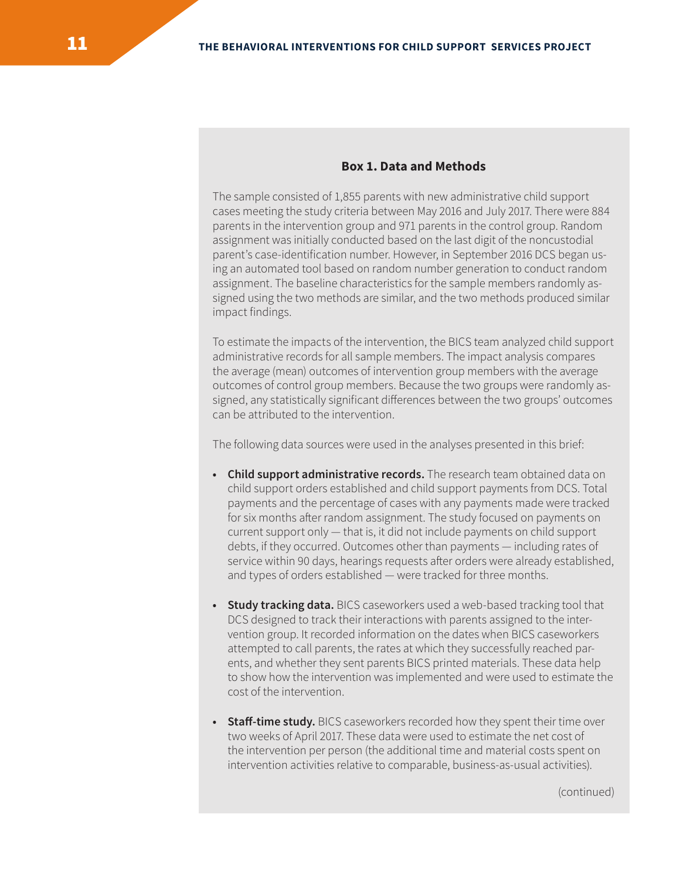### Box 1. Data and Methods

The sample consisted of 1,855 parents with new administrative child support cases meeting the study criteria between May 2016 and July 2017. There were 884 parents in the intervention group and 971 parents in the control group. Random assignment was initially conducted based on the last digit of the noncustodial parent's case-identification number. However, in September 2016 DCS began using an automated tool based on random number generation to conduct random assignment. The baseline characteristics for the sample members randomly assigned using the two methods are similar, and the two methods produced similar impact findings.

To estimate the impacts of the intervention, the BICS team analyzed child support administrative records for all sample members. The impact analysis compares the average (mean) outcomes of intervention group members with the average outcomes of control group members. Because the two groups were randomly assigned, any statistically significant differences between the two groups' outcomes can be attributed to the intervention.

The following data sources were used in the analyses presented in this brief:

- **Child support administrative records.** The research team obtained data on child support orders established and child support payments from DCS. Total payments and the percentage of cases with any payments made were tracked for six months after random assignment. The study focused on payments on current support only — that is, it did not include payments on child support debts, if they occurred. Outcomes other than payments — including rates of service within 90 days, hearings requests after orders were already established, and types of orders established — were tracked for three months.

- **Study tracking data.** BICS caseworkers used a web-based tracking tool that DCS designed to track their interactions with parents assigned to the intervention group. It recorded information on the dates when BICS caseworkers attempted to call parents, the rates at which they successfully reached parents, and whether they sent parents BICS printed materials. These data help to show how the intervention was implemented and were used to estimate the cost of the intervention.

- **Staff-time study.** BICS caseworkers recorded how they spent their time over two weeks of April 2017. These data were used to estimate the net cost of the intervention per person (the additional time and material costs spent on intervention activities relative to comparable, business-as-usual activities).

(continued)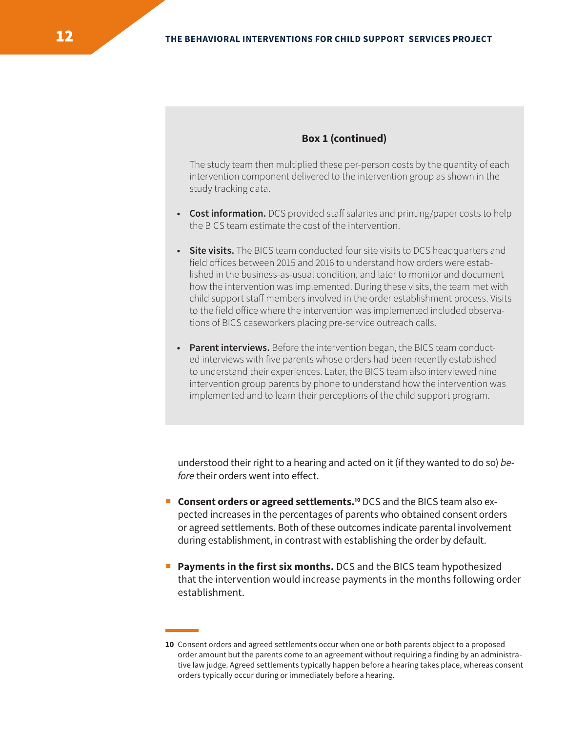**Box 1 (continued)**

The study team then multiplied these per-person costs by the quantity of each intervention component delivered to the intervention group as shown in the study tracking data.

- **Cost information.** DCS provided staff salaries and printing/paper costs to help the BICS team estimate the cost of the intervention.
- **Site visits.** The BICS team conducted four site visits to DCS headquarters and field offices between 2015 and 2016 to understand how orders were established in the business-as-usual condition, and later to monitor and document how the intervention was implemented. During these visits, the team met with child support staff members involved in the order establishment process. Visits to the field office where the intervention was implemented included observations of BICS caseworkers placing pre-service outreach calls.
- **Parent interviews.** Before the intervention began, the BICS team conducted interviews with five parents whose orders had been recently established to understand their experiences. Later, the BICS team also interviewed nine intervention group parents by phone to understand how the intervention was implemented and to learn their perceptions of the child support program.

understood their right to a hearing and acted on it (if they wanted to do so) *before* their orders went into effect.

- **Consent orders or agreed settlements.**[10] DCS and the BICS team also expected increases in the percentages of parents who obtained consent orders or agreed settlements. Both of these outcomes indicate parental involvement during establishment, in contrast with establishing the order by default.
- **Payments in the first six months.** DCS and the BICS team hypothesized that the intervention would increase payments in the months following order establishment.

10 Consent orders and agreed settlements occur when one or both parents object to a proposed order amount but the parents come to an agreement without requiring a finding by an administrative law judge. Agreed settlements typically happen before a hearing takes place, whereas consent orders typically occur during or immediately before a hearing.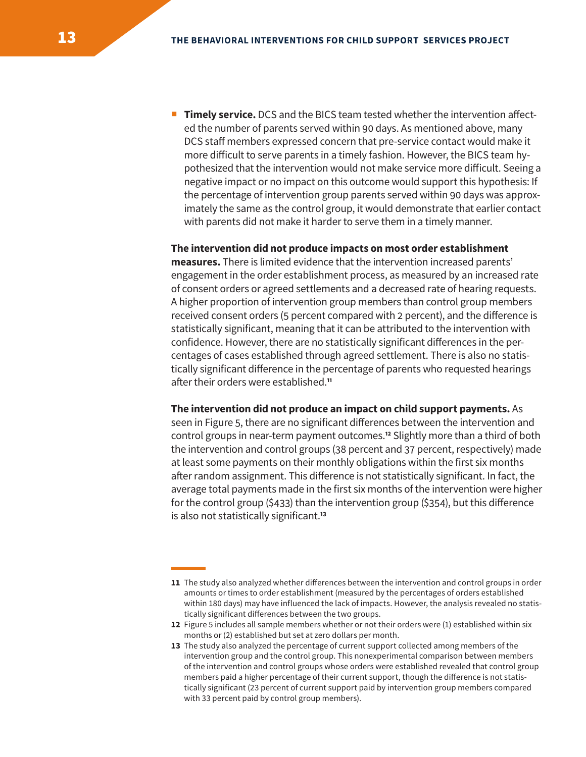- **Timely service.** DCS and the BICS team tested whether the intervention affected the number of parents served within 90 days. As mentioned above, many DCS staff members expressed concern that pre-service contact would make it more difficult to serve parents in a timely fashion. However, the BICS team hypothesized that the intervention would not make service more difficult. Seeing a negative impact or no impact on this outcome would support this hypothesis: If the percentage of intervention group parents served within 90 days was approximately the same as the control group, it would demonstrate that earlier contact with parents did not make it harder to serve them in a timely manner.

**The intervention did not produce impacts on most order establishment measures.** There is limited evidence that the intervention increased parents' engagement in the order establishment process, as measured by an increased rate of consent orders or agreed settlements and a decreased rate of hearing requests. A higher proportion of intervention group members than control group members received consent orders (5 percent compared with 2 percent), and the difference is statistically significant, meaning that it can be attributed to the intervention with confidence. However, there are no statistically significant differences in the percentages of cases established through agreed settlement. There is also no statistically significant difference in the percentage of parents who requested hearings after their orders were established.[11]

**The intervention did not produce an impact on child support payments.** As seen in Figure 5, there are no significant differences between the intervention and control groups in near-term payment outcomes.[12] Slightly more than a third of both the intervention and control groups (38 percent and 37 percent, respectively) made at least some payments on their monthly obligations within the first six months after random assignment. This difference is not statistically significant. In fact, the average total payments made in the first six months of the intervention were higher for the control group ($433) than the intervention group ($354), but this difference is also not statistically significant.[13]

---

**11** The study also analyzed whether differences between the intervention and control groups in order amounts or times to order establishment (measured by the percentages of orders established within 180 days) may have influenced the lack of impacts. However, the analysis revealed no statistically significant differences between the two groups.

**12** Figure 5 includes all sample members whether or not their orders were (1) established within six months or (2) established but set at zero dollars per month.

**13** The study also analyzed the percentage of current support collected among members of the intervention group and the control group. This nonexperimental comparison between members of the intervention and control groups whose orders were established revealed that control group members paid a higher percentage of their current support, though the difference is not statistically significant (23 percent of current support paid by intervention group members compared with 33 percent paid by control group members).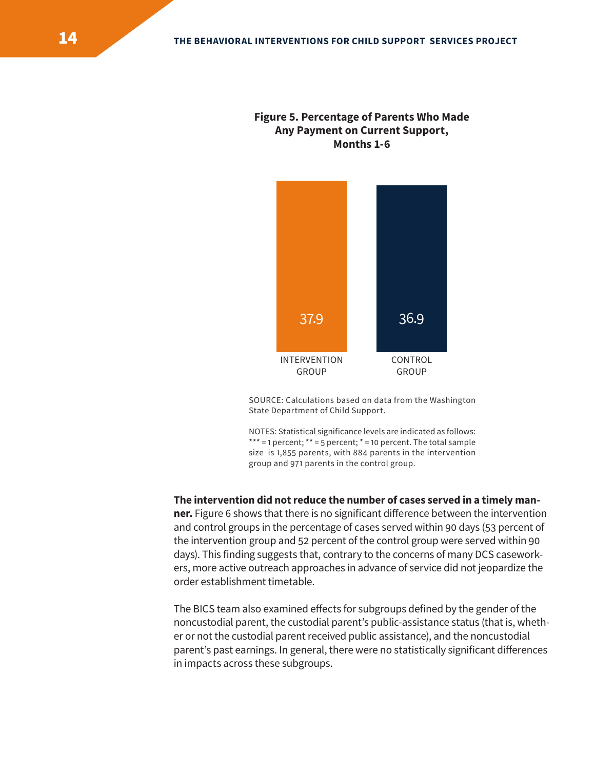**Figure 5. Percentage of Parents Who Made Any Payment on Current Support, Months 1-6**

| | INTERVENTION GROUP | CONTROL GROUP |
|---|---|---|
| Percentage | 37.9 | 36.9 |

SOURCE: Calculations based on data from the Washington State Department of Child Support.

NOTES: Statistical significance levels are indicated as follows: *** = 1 percent; ** = 5 percent; * = 10 percent. The total sample size is 1,855 parents, with 884 parents in the intervention group and 971 parents in the control group.

**The intervention did not reduce the number of cases served in a timely manner.** Figure 6 shows that there is no significant difference between the intervention and control groups in the percentage of cases served within 90 days (53 percent of the intervention group and 52 percent of the control group were served within 90 days). This finding suggests that, contrary to the concerns of many DCS caseworkers, more active outreach approaches in advance of service did not jeopardize the order establishment timetable.

The BICS team also examined effects for subgroups defined by the gender of the noncustodial parent, the custodial parent's public-assistance status (that is, whether or not the custodial parent received public assistance), and the noncustodial parent's past earnings. In general, there were no statistically significant differences in impacts across these subgroups.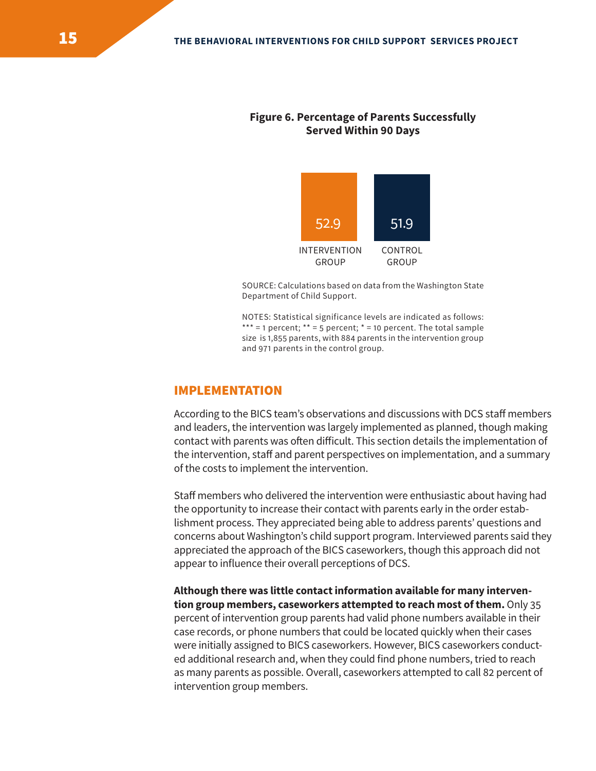**Figure 6. Percentage of Parents Successfully Served Within 90 Days**

| INTERVENTION GROUP | CONTROL GROUP |
| --- | --- |
| 52.9 | 51.9 |

SOURCE: Calculations based on data from the Washington State Department of Child Support.

NOTES: Statistical significance levels are indicated as follows: *** = 1 percent; ** = 5 percent; * = 10 percent. The total sample size is 1,855 parents, with 884 parents in the intervention group and 971 parents in the control group.

## IMPLEMENTATION

According to the BICS team's observations and discussions with DCS staff members and leaders, the intervention was largely implemented as planned, though making contact with parents was often difficult. This section details the implementation of the intervention, staff and parent perspectives on implementation, and a summary of the costs to implement the intervention.

Staff members who delivered the intervention were enthusiastic about having had the opportunity to increase their contact with parents early in the order establishment process. They appreciated being able to address parents' questions and concerns about Washington's child support program. Interviewed parents said they appreciated the approach of the BICS caseworkers, though this approach did not appear to influence their overall perceptions of DCS.

**Although there was little contact information available for many intervention group members, caseworkers attempted to reach most of them.** Only 35 percent of intervention group parents had valid phone numbers available in their case records, or phone numbers that could be located quickly when their cases were initially assigned to BICS caseworkers. However, BICS caseworkers conducted additional research and, when they could find phone numbers, tried to reach as many parents as possible. Overall, caseworkers attempted to call 82 percent of intervention group members.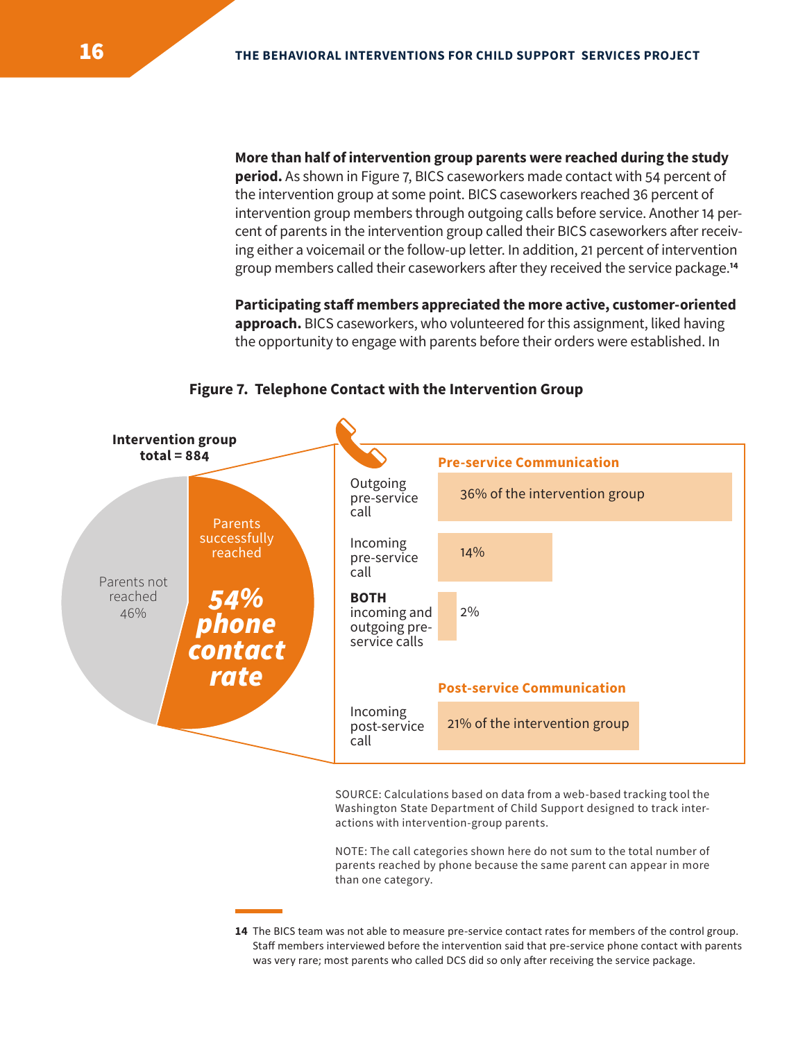**More than half of intervention group parents were reached during the study period.** As shown in Figure 7, BICS caseworkers made contact with 54 percent of the intervention group at some point. BICS caseworkers reached 36 percent of intervention group members through outgoing calls before service. Another 14 percent of parents in the intervention group called their BICS caseworkers after receiving either a voicemail or the follow-up letter. In addition, 21 percent of intervention group members called their caseworkers after they received the service package.[14]

**Participating staff members appreciated the more active, customer-oriented approach.** BICS caseworkers, who volunteered for this assignment, liked having the opportunity to engage with parents before their orders were established. In

**Figure 7. Telephone Contact with the Intervention Group**

Intervention group total = 884

- Parents successfully reached: **54% phone contact rate**
- Parents not reached: 46%

**Pre-service Communication**

| Call type | Share |
|---|---|
| Outgoing pre-service call | 36% of the intervention group |
| Incoming pre-service call | 14% |
| **BOTH** incoming and outgoing pre-service calls | 2% |

**Post-service Communication**

| Call type | Share |
|---|---|
| Incoming post-service call | 21% of the intervention group |

SOURCE: Calculations based on data from a web-based tracking tool the Washington State Department of Child Support designed to track interactions with intervention-group parents.

NOTE: The call categories shown here do not sum to the total number of parents reached by phone because the same parent can appear in more than one category.

---

14 The BICS team was not able to measure pre-service contact rates for members of the control group. Staff members interviewed before the intervention said that pre-service phone contact with parents was very rare; most parents who called DCS did so only after receiving the service package.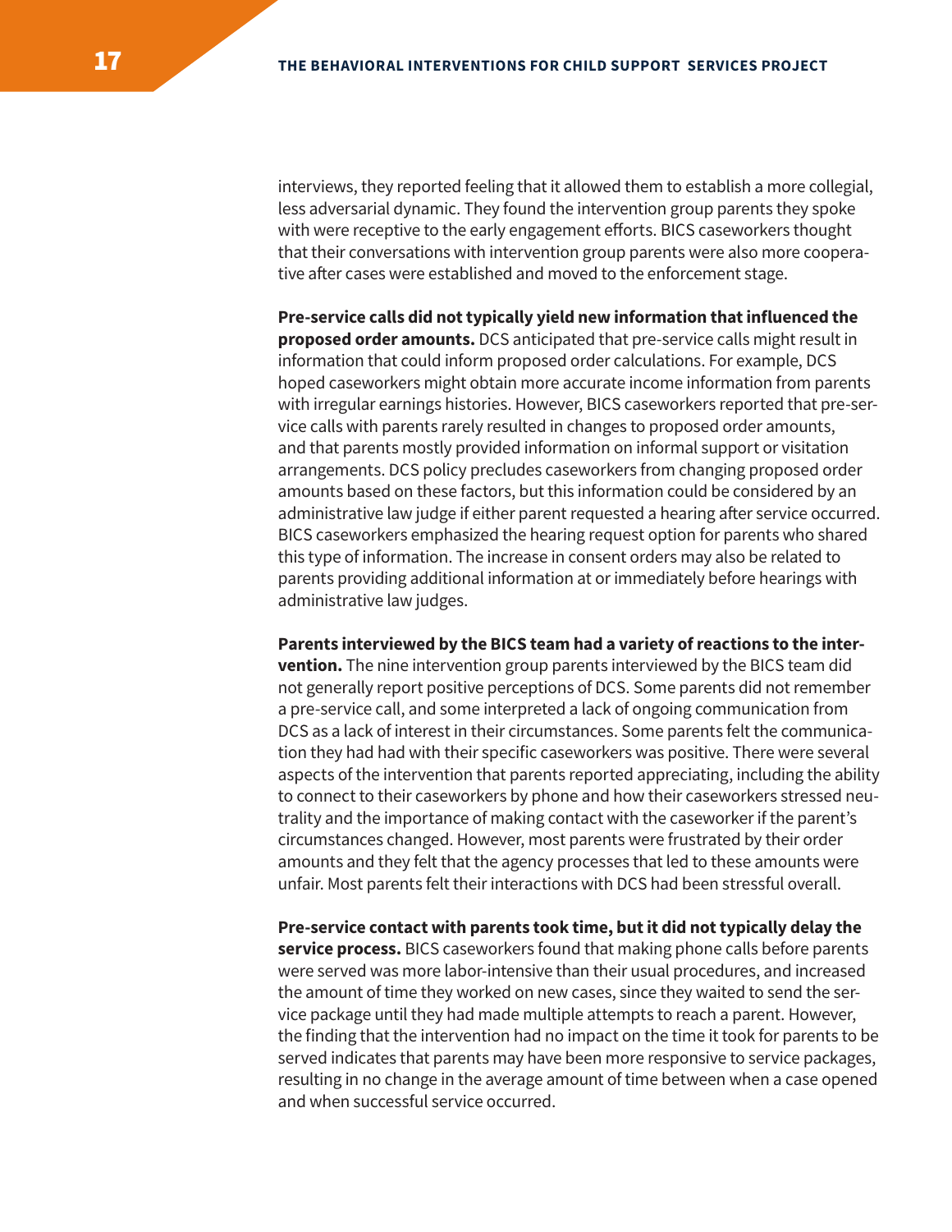interviews, they reported feeling that it allowed them to establish a more collegial, less adversarial dynamic. They found the intervention group parents they spoke with were receptive to the early engagement efforts. BICS caseworkers thought that their conversations with intervention group parents were also more cooperative after cases were established and moved to the enforcement stage.

**Pre-service calls did not typically yield new information that influenced the proposed order amounts.** DCS anticipated that pre-service calls might result in information that could inform proposed order calculations. For example, DCS hoped caseworkers might obtain more accurate income information from parents with irregular earnings histories. However, BICS caseworkers reported that pre-service calls with parents rarely resulted in changes to proposed order amounts, and that parents mostly provided information on informal support or visitation arrangements. DCS policy precludes caseworkers from changing proposed order amounts based on these factors, but this information could be considered by an administrative law judge if either parent requested a hearing after service occurred. BICS caseworkers emphasized the hearing request option for parents who shared this type of information. The increase in consent orders may also be related to parents providing additional information at or immediately before hearings with administrative law judges.

**Parents interviewed by the BICS team had a variety of reactions to the intervention.** The nine intervention group parents interviewed by the BICS team did not generally report positive perceptions of DCS. Some parents did not remember a pre-service call, and some interpreted a lack of ongoing communication from DCS as a lack of interest in their circumstances. Some parents felt the communication they had had with their specific caseworkers was positive. There were several aspects of the intervention that parents reported appreciating, including the ability to connect to their caseworkers by phone and how their caseworkers stressed neutrality and the importance of making contact with the caseworker if the parent's circumstances changed. However, most parents were frustrated by their order amounts and they felt that the agency processes that led to these amounts were unfair. Most parents felt their interactions with DCS had been stressful overall.

**Pre-service contact with parents took time, but it did not typically delay the service process.** BICS caseworkers found that making phone calls before parents were served was more labor-intensive than their usual procedures, and increased the amount of time they worked on new cases, since they waited to send the service package until they had made multiple attempts to reach a parent. However, the finding that the intervention had no impact on the time it took for parents to be served indicates that parents may have been more responsive to service packages, resulting in no change in the average amount of time between when a case opened and when successful service occurred.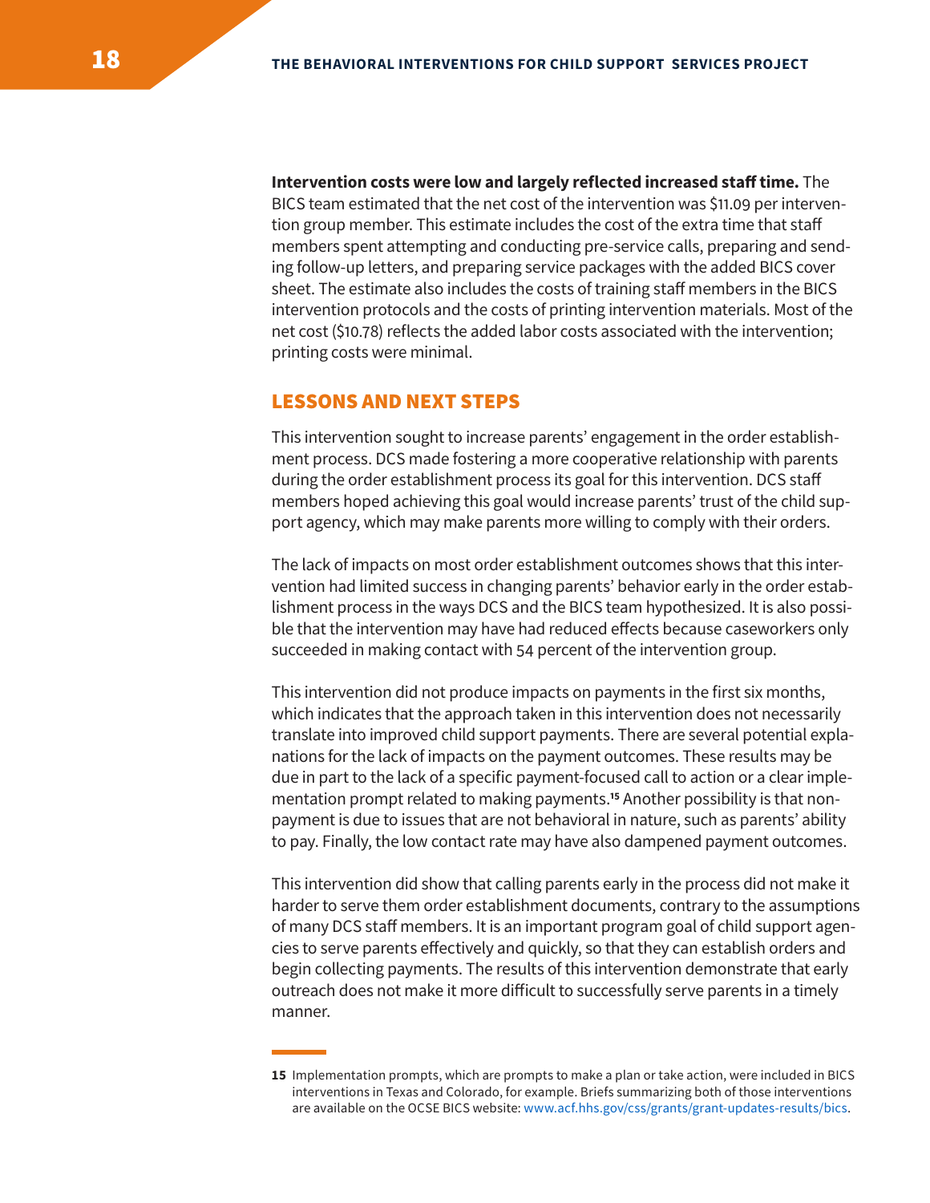**Intervention costs were low and largely reflected increased staff time.** The BICS team estimated that the net cost of the intervention was $11.09 per intervention group member. This estimate includes the cost of the extra time that staff members spent attempting and conducting pre-service calls, preparing and sending follow-up letters, and preparing service packages with the added BICS cover sheet. The estimate also includes the costs of training staff members in the BICS intervention protocols and the costs of printing intervention materials. Most of the net cost ($10.78) reflects the added labor costs associated with the intervention; printing costs were minimal.

## LESSONS AND NEXT STEPS

This intervention sought to increase parents' engagement in the order establishment process. DCS made fostering a more cooperative relationship with parents during the order establishment process its goal for this intervention. DCS staff members hoped achieving this goal would increase parents' trust of the child support agency, which may make parents more willing to comply with their orders.

The lack of impacts on most order establishment outcomes shows that this intervention had limited success in changing parents' behavior early in the order establishment process in the ways DCS and the BICS team hypothesized. It is also possible that the intervention may have had reduced effects because caseworkers only succeeded in making contact with 54 percent of the intervention group.

This intervention did not produce impacts on payments in the first six months, which indicates that the approach taken in this intervention does not necessarily translate into improved child support payments. There are several potential explanations for the lack of impacts on the payment outcomes. These results may be due in part to the lack of a specific payment-focused call to action or a clear implementation prompt related to making payments.[15] Another possibility is that nonpayment is due to issues that are not behavioral in nature, such as parents' ability to pay. Finally, the low contact rate may have also dampened payment outcomes.

This intervention did show that calling parents early in the process did not make it harder to serve them order establishment documents, contrary to the assumptions of many DCS staff members. It is an important program goal of child support agencies to serve parents effectively and quickly, so that they can establish orders and begin collecting payments. The results of this intervention demonstrate that early outreach does not make it more difficult to successfully serve parents in a timely manner.

---

**15** Implementation prompts, which are prompts to make a plan or take action, were included in BICS interventions in Texas and Colorado, for example. Briefs summarizing both of those interventions are available on the OCSE BICS website: www.acf.hhs.gov/css/grants/grant-updates-results/bics.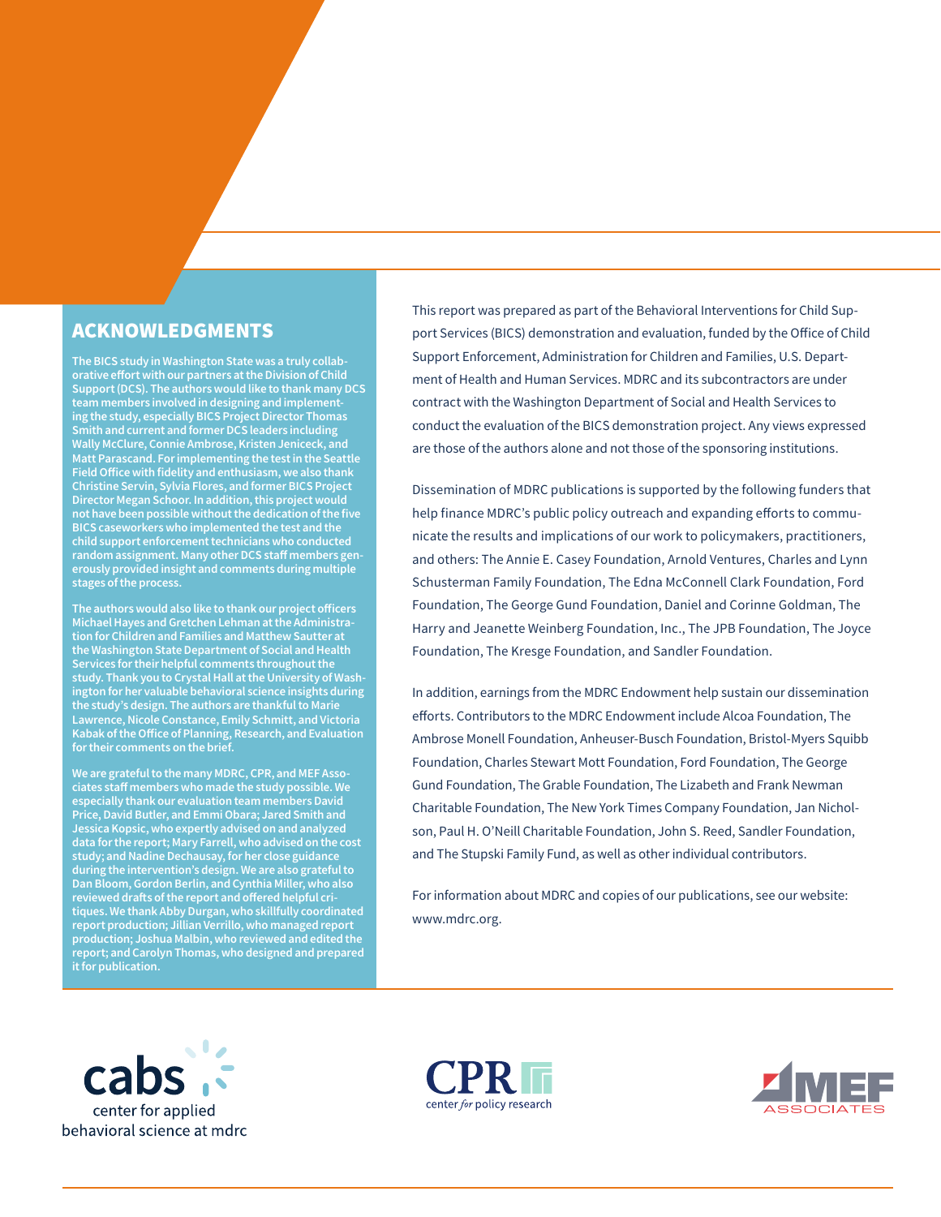## ACKNOWLEDGMENTS

**The BICS study in Washington State was a truly collaborative effort with our partners at the Division of Child Support (DCS). The authors would like to thank many DCS team members involved in designing and implementing the study, especially BICS Project Director Thomas Smith and current and former DCS leaders including Wally McClure, Connie Ambrose, Kristen Jeniceck, and Matt Parascand. For implementing the test in the Seattle Field Office with fidelity and enthusiasm, we also thank Christine Servin, Sylvia Flores, and former BICS Project Director Megan Schoor. In addition, this project would not have been possible without the dedication of the five BICS caseworkers who implemented the test and the child support enforcement technicians who conducted random assignment. Many other DCS staff members generously provided insight and comments during multiple stages of the process.**

**The authors would also like to thank our project officers Michael Hayes and Gretchen Lehman at the Administration for Children and Families and Matthew Sautter at the Washington State Department of Social and Health Services for their helpful comments throughout the study. Thank you to Crystal Hall at the University of Washington for her valuable behavioral science insights during the study's design. The authors are thankful to Marie Lawrence, Nicole Constance, Emily Schmitt, and Victoria Kabak of the Office of Planning, Research, and Evaluation for their comments on the brief.**

**We are grateful to the many MDRC, CPR, and MEF Associates staff members who made the study possible. We especially thank our evaluation team members David Price, David Butler, and Emmi Obara; Jared Smith and Jessica Kopsic, who expertly advised on and analyzed data for the report; Mary Farrell, who advised on the cost study; and Nadine Dechausay, for her close guidance during the intervention's design. We are also grateful to Dan Bloom, Gordon Berlin, and Cynthia Miller, who also reviewed drafts of the report and offered helpful critiques. We thank Abby Durgan, who skillfully coordinated report production; Jillian Verrillo, who managed report production; Joshua Malbin, who reviewed and edited the report; and Carolyn Thomas, who designed and prepared it for publication.**

This report was prepared as part of the Behavioral Interventions for Child Support Services (BICS) demonstration and evaluation, funded by the Office of Child Support Enforcement, Administration for Children and Families, U.S. Department of Health and Human Services. MDRC and its subcontractors are under contract with the Washington Department of Social and Health Services to conduct the evaluation of the BICS demonstration project. Any views expressed are those of the authors alone and not those of the sponsoring institutions.

Dissemination of MDRC publications is supported by the following funders that help finance MDRC's public policy outreach and expanding efforts to communicate the results and implications of our work to policymakers, practitioners, and others: The Annie E. Casey Foundation, Arnold Ventures, Charles and Lynn Schusterman Family Foundation, The Edna McConnell Clark Foundation, Ford Foundation, The George Gund Foundation, Daniel and Corinne Goldman, The Harry and Jeanette Weinberg Foundation, Inc., The JPB Foundation, The Joyce Foundation, The Kresge Foundation, and Sandler Foundation.

In addition, earnings from the MDRC Endowment help sustain our dissemination efforts. Contributors to the MDRC Endowment include Alcoa Foundation, The Ambrose Monell Foundation, Anheuser-Busch Foundation, Bristol-Myers Squibb Foundation, Charles Stewart Mott Foundation, Ford Foundation, The George Gund Foundation, The Grable Foundation, The Lizabeth and Frank Newman Charitable Foundation, The New York Times Company Foundation, Jan Nicholson, Paul H. O'Neill Charitable Foundation, John S. Reed, Sandler Foundation, and The Stupski Family Fund, as well as other individual contributors.

For information about MDRC and copies of our publications, see our website: www.mdrc.org.

cabs center for applied behavioral science at mdrc

CPR center for policy research

MEF ASSOCIATES